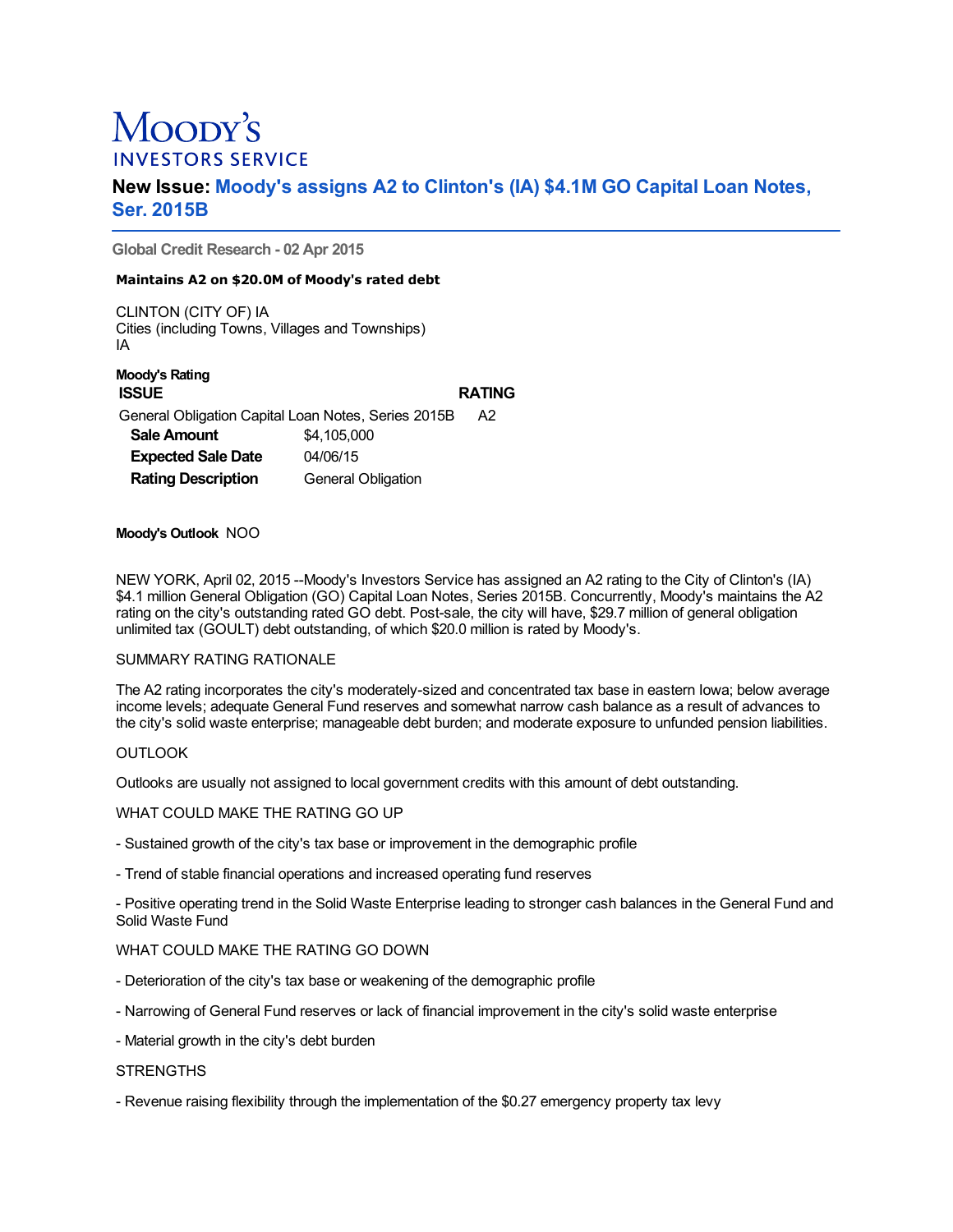# Moody's INVESTORS SERVICE

## New Issue: Moody's assigns A2 to Clinton's (IA) $4.1M GO Capital Loan Notes, Ser. 2015B

**Global Credit Research - 02 Apr 2015**

**Maintains A2 on $20.0M of Moody's rated debt**

CLINTON (CITY OF) IA
Cities (including Towns, Villages and Townships)
IA

**Moody's Rating**

| ISSUE | RATING |
|---|---|
| General Obligation Capital Loan Notes, Series 2015B | A2 |
| **Sale Amount** $4,105,000 | |
| **Expected Sale Date** 04/06/15 | |
| **Rating Description** General Obligation | |

**Moody's Outlook** NOO

NEW YORK, April 02, 2015 --Moody's Investors Service has assigned an A2 rating to the City of Clinton's (IA) $4.1 million General Obligation (GO) Capital Loan Notes, Series 2015B. Concurrently, Moody's maintains the A2 rating on the city's outstanding rated GO debt. Post-sale, the city will have, $29.7 million of general obligation unlimited tax (GOULT) debt outstanding, of which $20.0 million is rated by Moody's.

SUMMARY RATING RATIONALE

The A2 rating incorporates the city's moderately-sized and concentrated tax base in eastern Iowa; below average income levels; adequate General Fund reserves and somewhat narrow cash balance as a result of advances to the city's solid waste enterprise; manageable debt burden; and moderate exposure to unfunded pension liabilities.

OUTLOOK

Outlooks are usually not assigned to local government credits with this amount of debt outstanding.

WHAT COULD MAKE THE RATING GO UP

- Sustained growth of the city's tax base or improvement in the demographic profile

- Trend of stable financial operations and increased operating fund reserves

- Positive operating trend in the Solid Waste Enterprise leading to stronger cash balances in the General Fund and Solid Waste Fund

WHAT COULD MAKE THE RATING GO DOWN

- Deterioration of the city's tax base or weakening of the demographic profile

- Narrowing of General Fund reserves or lack of financial improvement in the city's solid waste enterprise

- Material growth in the city's debt burden

STRENGTHS

- Revenue raising flexibility through the implementation of the $0.27 emergency property tax levy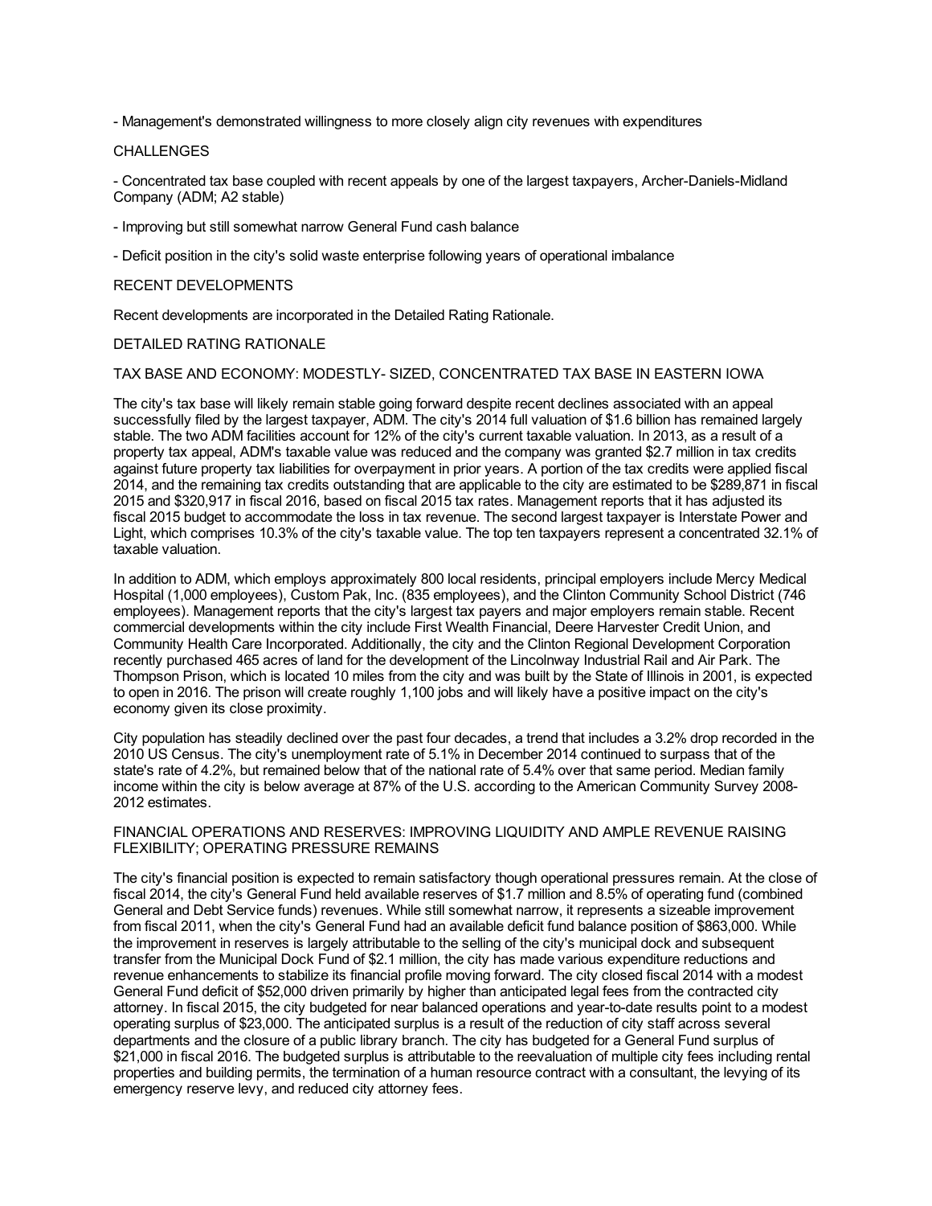- Management's demonstrated willingness to more closely align city revenues with expenditures

CHALLENGES

- Concentrated tax base coupled with recent appeals by one of the largest taxpayers, Archer-Daniels-Midland Company (ADM; A2 stable)

- Improving but still somewhat narrow General Fund cash balance

- Deficit position in the city's solid waste enterprise following years of operational imbalance

RECENT DEVELOPMENTS

Recent developments are incorporated in the Detailed Rating Rationale.

DETAILED RATING RATIONALE

TAX BASE AND ECONOMY: MODESTLY- SIZED, CONCENTRATED TAX BASE IN EASTERN IOWA

The city's tax base will likely remain stable going forward despite recent declines associated with an appeal successfully filed by the largest taxpayer, ADM. The city's 2014 full valuation of $1.6 billion has remained largely stable. The two ADM facilities account for 12% of the city's current taxable valuation. In 2013, as a result of a property tax appeal, ADM's taxable value was reduced and the company was granted $2.7 million in tax credits against future property tax liabilities for overpayment in prior years. A portion of the tax credits were applied fiscal 2014, and the remaining tax credits outstanding that are applicable to the city are estimated to be $289,871 in fiscal 2015 and $320,917 in fiscal 2016, based on fiscal 2015 tax rates. Management reports that it has adjusted its fiscal 2015 budget to accommodate the loss in tax revenue. The second largest taxpayer is Interstate Power and Light, which comprises 10.3% of the city's taxable value. The top ten taxpayers represent a concentrated 32.1% of taxable valuation.

In addition to ADM, which employs approximately 800 local residents, principal employers include Mercy Medical Hospital (1,000 employees), Custom Pak, Inc. (835 employees), and the Clinton Community School District (746 employees). Management reports that the city's largest tax payers and major employers remain stable. Recent commercial developments within the city include First Wealth Financial, Deere Harvester Credit Union, and Community Health Care Incorporated. Additionally, the city and the Clinton Regional Development Corporation recently purchased 465 acres of land for the development of the Lincolnway Industrial Rail and Air Park. The Thompson Prison, which is located 10 miles from the city and was built by the State of Illinois in 2001, is expected to open in 2016. The prison will create roughly 1,100 jobs and will likely have a positive impact on the city's economy given its close proximity.

City population has steadily declined over the past four decades, a trend that includes a 3.2% drop recorded in the 2010 US Census. The city's unemployment rate of 5.1% in December 2014 continued to surpass that of the state's rate of 4.2%, but remained below that of the national rate of 5.4% over that same period. Median family income within the city is below average at 87% of the U.S. according to the American Community Survey 2008-2012 estimates.

FINANCIAL OPERATIONS AND RESERVES: IMPROVING LIQUIDITY AND AMPLE REVENUE RAISING FLEXIBILITY; OPERATING PRESSURE REMAINS

The city's financial position is expected to remain satisfactory though operational pressures remain. At the close of fiscal 2014, the city's General Fund held available reserves of $1.7 million and 8.5% of operating fund (combined General and Debt Service funds) revenues. While still somewhat narrow, it represents a sizeable improvement from fiscal 2011, when the city's General Fund had an available deficit fund balance position of $863,000. While the improvement in reserves is largely attributable to the selling of the city's municipal dock and subsequent transfer from the Municipal Dock Fund of $2.1 million, the city has made various expenditure reductions and revenue enhancements to stabilize its financial profile moving forward. The city closed fiscal 2014 with a modest General Fund deficit of $52,000 driven primarily by higher than anticipated legal fees from the contracted city attorney. In fiscal 2015, the city budgeted for near balanced operations and year-to-date results point to a modest operating surplus of $23,000. The anticipated surplus is a result of the reduction of city staff across several departments and the closure of a public library branch. The city has budgeted for a General Fund surplus of $21,000 in fiscal 2016. The budgeted surplus is attributable to the reevaluation of multiple city fees including rental properties and building permits, the termination of a human resource contract with a consultant, the levying of its emergency reserve levy, and reduced city attorney fees.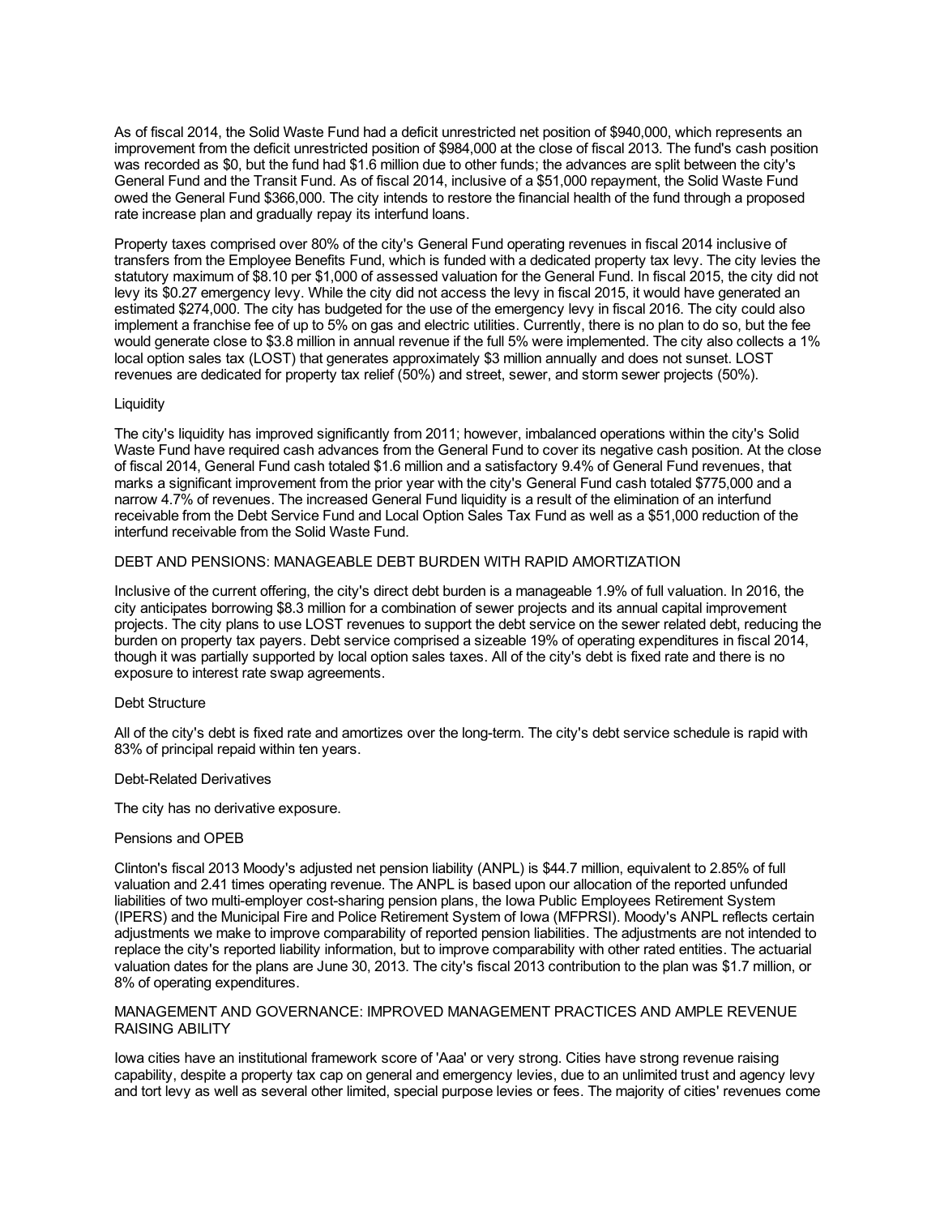As of fiscal 2014, the Solid Waste Fund had a deficit unrestricted net position of $940,000, which represents an improvement from the deficit unrestricted position of $984,000 at the close of fiscal 2013. The fund's cash position was recorded as $0, but the fund had $1.6 million due to other funds; the advances are split between the city's General Fund and the Transit Fund. As of fiscal 2014, inclusive of a $51,000 repayment, the Solid Waste Fund owed the General Fund $366,000. The city intends to restore the financial health of the fund through a proposed rate increase plan and gradually repay its interfund loans.

Property taxes comprised over 80% of the city's General Fund operating revenues in fiscal 2014 inclusive of transfers from the Employee Benefits Fund, which is funded with a dedicated property tax levy. The city levies the statutory maximum of $8.10 per $1,000 of assessed valuation for the General Fund. In fiscal 2015, the city did not levy its $0.27 emergency levy. While the city did not access the levy in fiscal 2015, it would have generated an estimated $274,000. The city has budgeted for the use of the emergency levy in fiscal 2016. The city could also implement a franchise fee of up to 5% on gas and electric utilities. Currently, there is no plan to do so, but the fee would generate close to $3.8 million in annual revenue if the full 5% were implemented. The city also collects a 1% local option sales tax (LOST) that generates approximately $3 million annually and does not sunset. LOST revenues are dedicated for property tax relief (50%) and street, sewer, and storm sewer projects (50%).

Liquidity

The city's liquidity has improved significantly from 2011; however, imbalanced operations within the city's Solid Waste Fund have required cash advances from the General Fund to cover its negative cash position. At the close of fiscal 2014, General Fund cash totaled $1.6 million and a satisfactory 9.4% of General Fund revenues, that marks a significant improvement from the prior year with the city's General Fund cash totaled $775,000 and a narrow 4.7% of revenues. The increased General Fund liquidity is a result of the elimination of an interfund receivable from the Debt Service Fund and Local Option Sales Tax Fund as well as a $51,000 reduction of the interfund receivable from the Solid Waste Fund.

DEBT AND PENSIONS: MANAGEABLE DEBT BURDEN WITH RAPID AMORTIZATION

Inclusive of the current offering, the city's direct debt burden is a manageable 1.9% of full valuation. In 2016, the city anticipates borrowing $8.3 million for a combination of sewer projects and its annual capital improvement projects. The city plans to use LOST revenues to support the debt service on the sewer related debt, reducing the burden on property tax payers. Debt service comprised a sizeable 19% of operating expenditures in fiscal 2014, though it was partially supported by local option sales taxes. All of the city's debt is fixed rate and there is no exposure to interest rate swap agreements.

Debt Structure

All of the city's debt is fixed rate and amortizes over the long-term. The city's debt service schedule is rapid with 83% of principal repaid within ten years.

Debt-Related Derivatives

The city has no derivative exposure.

Pensions and OPEB

Clinton's fiscal 2013 Moody's adjusted net pension liability (ANPL) is $44.7 million, equivalent to 2.85% of full valuation and 2.41 times operating revenue. The ANPL is based upon our allocation of the reported unfunded liabilities of two multi-employer cost-sharing pension plans, the Iowa Public Employees Retirement System (IPERS) and the Municipal Fire and Police Retirement System of Iowa (MFPRSI). Moody's ANPL reflects certain adjustments we make to improve comparability of reported pension liabilities. The adjustments are not intended to replace the city's reported liability information, but to improve comparability with other rated entities. The actuarial valuation dates for the plans are June 30, 2013. The city's fiscal 2013 contribution to the plan was $1.7 million, or 8% of operating expenditures.

MANAGEMENT AND GOVERNANCE: IMPROVED MANAGEMENT PRACTICES AND AMPLE REVENUE RAISING ABILITY

Iowa cities have an institutional framework score of 'Aaa' or very strong. Cities have strong revenue raising capability, despite a property tax cap on general and emergency levies, due to an unlimited trust and agency levy and tort levy as well as several other limited, special purpose levies or fees. The majority of cities' revenues come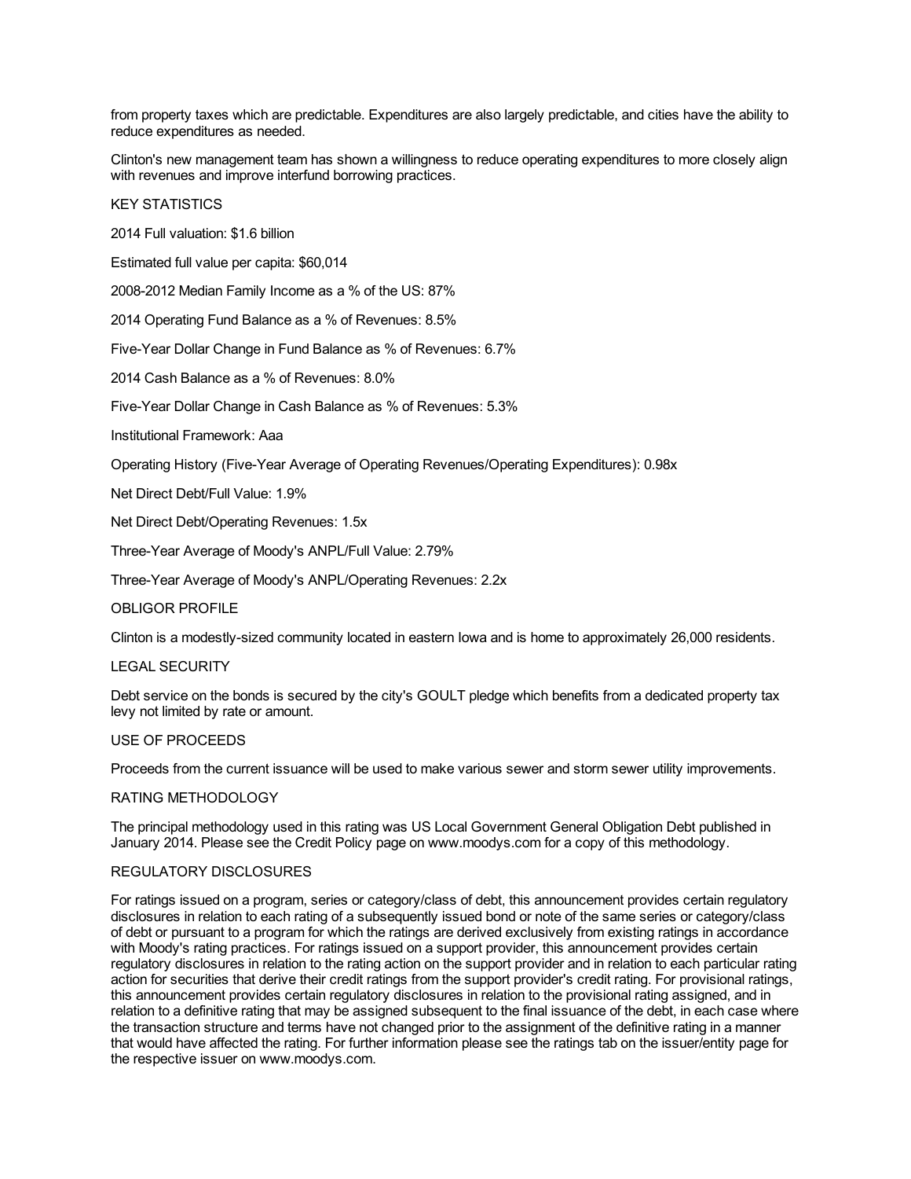from property taxes which are predictable. Expenditures are also largely predictable, and cities have the ability to reduce expenditures as needed.

Clinton's new management team has shown a willingness to reduce operating expenditures to more closely align with revenues and improve interfund borrowing practices.

KEY STATISTICS

2014 Full valuation: $1.6 billion

Estimated full value per capita: $60,014

2008-2012 Median Family Income as a % of the US: 87%

2014 Operating Fund Balance as a % of Revenues: 8.5%

Five-Year Dollar Change in Fund Balance as % of Revenues: 6.7%

2014 Cash Balance as a % of Revenues: 8.0%

Five-Year Dollar Change in Cash Balance as % of Revenues: 5.3%

Institutional Framework: Aaa

Operating History (Five-Year Average of Operating Revenues/Operating Expenditures): 0.98x

Net Direct Debt/Full Value: 1.9%

Net Direct Debt/Operating Revenues: 1.5x

Three-Year Average of Moody's ANPL/Full Value: 2.79%

Three-Year Average of Moody's ANPL/Operating Revenues: 2.2x

OBLIGOR PROFILE

Clinton is a modestly-sized community located in eastern Iowa and is home to approximately 26,000 residents.

LEGAL SECURITY

Debt service on the bonds is secured by the city's GOULT pledge which benefits from a dedicated property tax levy not limited by rate or amount.

USE OF PROCEEDS

Proceeds from the current issuance will be used to make various sewer and storm sewer utility improvements.

RATING METHODOLOGY

The principal methodology used in this rating was US Local Government General Obligation Debt published in January 2014. Please see the Credit Policy page on www.moodys.com for a copy of this methodology.

REGULATORY DISCLOSURES

For ratings issued on a program, series or category/class of debt, this announcement provides certain regulatory disclosures in relation to each rating of a subsequently issued bond or note of the same series or category/class of debt or pursuant to a program for which the ratings are derived exclusively from existing ratings in accordance with Moody's rating practices. For ratings issued on a support provider, this announcement provides certain regulatory disclosures in relation to the rating action on the support provider and in relation to each particular rating action for securities that derive their credit ratings from the support provider's credit rating. For provisional ratings, this announcement provides certain regulatory disclosures in relation to the provisional rating assigned, and in relation to a definitive rating that may be assigned subsequent to the final issuance of the debt, in each case where the transaction structure and terms have not changed prior to the assignment of the definitive rating in a manner that would have affected the rating. For further information please see the ratings tab on the issuer/entity page for the respective issuer on www.moodys.com.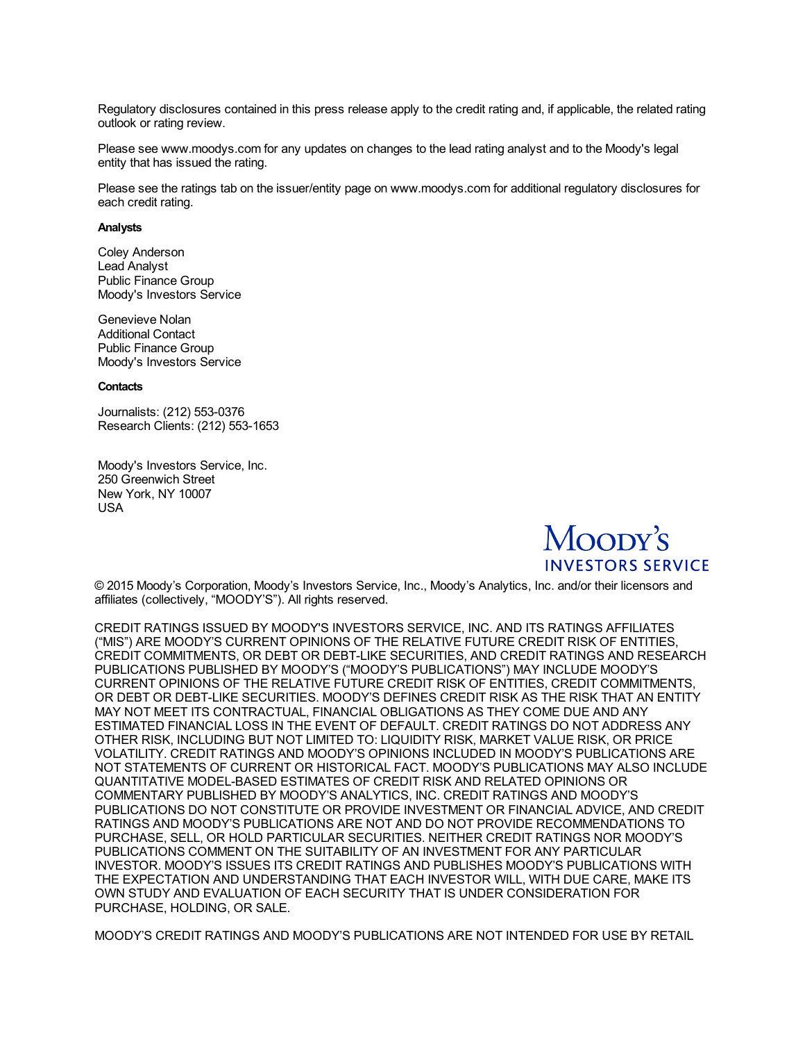Regulatory disclosures contained in this press release apply to the credit rating and, if applicable, the related rating outlook or rating review.

Please see www.moodys.com for any updates on changes to the lead rating analyst and to the Moody's legal entity that has issued the rating.

Please see the ratings tab on the issuer/entity page on www.moodys.com for additional regulatory disclosures for each credit rating.

**Analysts**

Coley Anderson
Lead Analyst
Public Finance Group
Moody's Investors Service

Genevieve Nolan
Additional Contact
Public Finance Group
Moody's Investors Service

**Contacts**

Journalists: (212) 553-0376
Research Clients: (212) 553-1653

Moody's Investors Service, Inc.
250 Greenwich Street
New York, NY 10007
USA

MOODY'S INVESTORS SERVICE

© 2015 Moody's Corporation, Moody's Investors Service, Inc., Moody's Analytics, Inc. and/or their licensors and affiliates (collectively, "MOODY'S"). All rights reserved.

CREDIT RATINGS ISSUED BY MOODY'S INVESTORS SERVICE, INC. AND ITS RATINGS AFFILIATES ("MIS") ARE MOODY'S CURRENT OPINIONS OF THE RELATIVE FUTURE CREDIT RISK OF ENTITIES, CREDIT COMMITMENTS, OR DEBT OR DEBT-LIKE SECURITIES, AND CREDIT RATINGS AND RESEARCH PUBLICATIONS PUBLISHED BY MOODY'S ("MOODY'S PUBLICATIONS") MAY INCLUDE MOODY'S CURRENT OPINIONS OF THE RELATIVE FUTURE CREDIT RISK OF ENTITIES, CREDIT COMMITMENTS, OR DEBT OR DEBT-LIKE SECURITIES. MOODY'S DEFINES CREDIT RISK AS THE RISK THAT AN ENTITY MAY NOT MEET ITS CONTRACTUAL, FINANCIAL OBLIGATIONS AS THEY COME DUE AND ANY ESTIMATED FINANCIAL LOSS IN THE EVENT OF DEFAULT. CREDIT RATINGS DO NOT ADDRESS ANY OTHER RISK, INCLUDING BUT NOT LIMITED TO: LIQUIDITY RISK, MARKET VALUE RISK, OR PRICE VOLATILITY. CREDIT RATINGS AND MOODY'S OPINIONS INCLUDED IN MOODY'S PUBLICATIONS ARE NOT STATEMENTS OF CURRENT OR HISTORICAL FACT. MOODY'S PUBLICATIONS MAY ALSO INCLUDE QUANTITATIVE MODEL-BASED ESTIMATES OF CREDIT RISK AND RELATED OPINIONS OR COMMENTARY PUBLISHED BY MOODY'S ANALYTICS, INC. CREDIT RATINGS AND MOODY'S PUBLICATIONS DO NOT CONSTITUTE OR PROVIDE INVESTMENT OR FINANCIAL ADVICE, AND CREDIT RATINGS AND MOODY'S PUBLICATIONS ARE NOT AND DO NOT PROVIDE RECOMMENDATIONS TO PURCHASE, SELL, OR HOLD PARTICULAR SECURITIES. NEITHER CREDIT RATINGS NOR MOODY'S PUBLICATIONS COMMENT ON THE SUITABILITY OF AN INVESTMENT FOR ANY PARTICULAR INVESTOR. MOODY'S ISSUES ITS CREDIT RATINGS AND PUBLISHES MOODY'S PUBLICATIONS WITH THE EXPECTATION AND UNDERSTANDING THAT EACH INVESTOR WILL, WITH DUE CARE, MAKE ITS OWN STUDY AND EVALUATION OF EACH SECURITY THAT IS UNDER CONSIDERATION FOR PURCHASE, HOLDING, OR SALE.

MOODY'S CREDIT RATINGS AND MOODY'S PUBLICATIONS ARE NOT INTENDED FOR USE BY RETAIL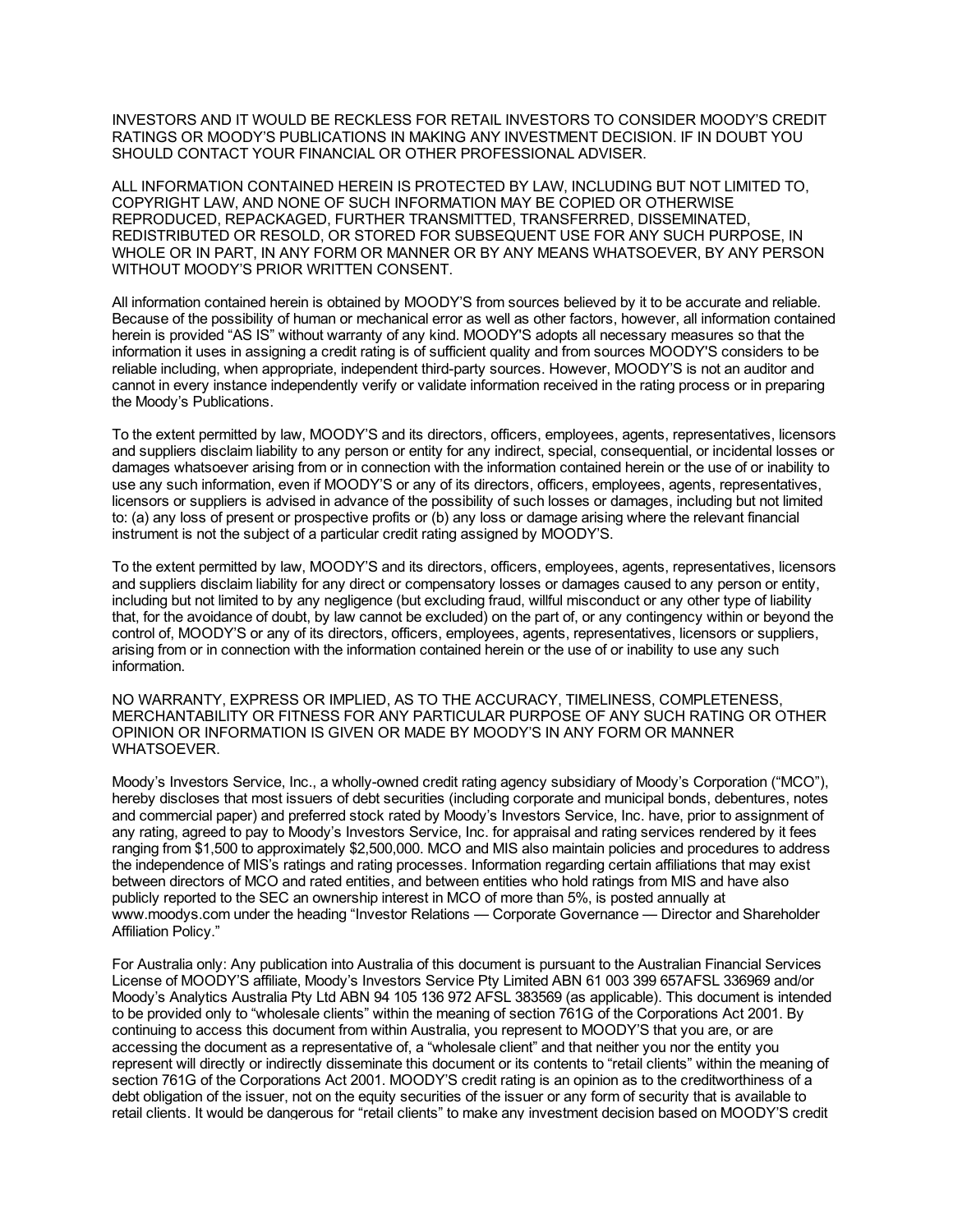INVESTORS AND IT WOULD BE RECKLESS FOR RETAIL INVESTORS TO CONSIDER MOODY'S CREDIT RATINGS OR MOODY'S PUBLICATIONS IN MAKING ANY INVESTMENT DECISION. IF IN DOUBT YOU SHOULD CONTACT YOUR FINANCIAL OR OTHER PROFESSIONAL ADVISER.

ALL INFORMATION CONTAINED HEREIN IS PROTECTED BY LAW, INCLUDING BUT NOT LIMITED TO, COPYRIGHT LAW, AND NONE OF SUCH INFORMATION MAY BE COPIED OR OTHERWISE REPRODUCED, REPACKAGED, FURTHER TRANSMITTED, TRANSFERRED, DISSEMINATED, REDISTRIBUTED OR RESOLD, OR STORED FOR SUBSEQUENT USE FOR ANY SUCH PURPOSE, IN WHOLE OR IN PART, IN ANY FORM OR MANNER OR BY ANY MEANS WHATSOEVER, BY ANY PERSON WITHOUT MOODY'S PRIOR WRITTEN CONSENT.

All information contained herein is obtained by MOODY'S from sources believed by it to be accurate and reliable. Because of the possibility of human or mechanical error as well as other factors, however, all information contained herein is provided "AS IS" without warranty of any kind. MOODY'S adopts all necessary measures so that the information it uses in assigning a credit rating is of sufficient quality and from sources MOODY'S considers to be reliable including, when appropriate, independent third-party sources. However, MOODY'S is not an auditor and cannot in every instance independently verify or validate information received in the rating process or in preparing the Moody's Publications.

To the extent permitted by law, MOODY'S and its directors, officers, employees, agents, representatives, licensors and suppliers disclaim liability to any person or entity for any indirect, special, consequential, or incidental losses or damages whatsoever arising from or in connection with the information contained herein or the use of or inability to use any such information, even if MOODY'S or any of its directors, officers, employees, agents, representatives, licensors or suppliers is advised in advance of the possibility of such losses or damages, including but not limited to: (a) any loss of present or prospective profits or (b) any loss or damage arising where the relevant financial instrument is not the subject of a particular credit rating assigned by MOODY'S.

To the extent permitted by law, MOODY'S and its directors, officers, employees, agents, representatives, licensors and suppliers disclaim liability for any direct or compensatory losses or damages caused to any person or entity, including but not limited to by any negligence (but excluding fraud, willful misconduct or any other type of liability that, for the avoidance of doubt, by law cannot be excluded) on the part of, or any contingency within or beyond the control of, MOODY'S or any of its directors, officers, employees, agents, representatives, licensors or suppliers, arising from or in connection with the information contained herein or the use of or inability to use any such information.

NO WARRANTY, EXPRESS OR IMPLIED, AS TO THE ACCURACY, TIMELINESS, COMPLETENESS, MERCHANTABILITY OR FITNESS FOR ANY PARTICULAR PURPOSE OF ANY SUCH RATING OR OTHER OPINION OR INFORMATION IS GIVEN OR MADE BY MOODY'S IN ANY FORM OR MANNER WHATSOEVER.

Moody's Investors Service, Inc., a wholly-owned credit rating agency subsidiary of Moody's Corporation ("MCO"), hereby discloses that most issuers of debt securities (including corporate and municipal bonds, debentures, notes and commercial paper) and preferred stock rated by Moody's Investors Service, Inc. have, prior to assignment of any rating, agreed to pay to Moody's Investors Service, Inc. for appraisal and rating services rendered by it fees ranging from $1,500 to approximately $2,500,000. MCO and MIS also maintain policies and procedures to address the independence of MIS's ratings and rating processes. Information regarding certain affiliations that may exist between directors of MCO and rated entities, and between entities who hold ratings from MIS and have also publicly reported to the SEC an ownership interest in MCO of more than 5%, is posted annually at www.moodys.com under the heading "Investor Relations — Corporate Governance — Director and Shareholder Affiliation Policy."

For Australia only: Any publication into Australia of this document is pursuant to the Australian Financial Services License of MOODY'S affiliate, Moody's Investors Service Pty Limited ABN 61 003 399 657AFSL 336969 and/or Moody's Analytics Australia Pty Ltd ABN 94 105 136 972 AFSL 383569 (as applicable). This document is intended to be provided only to "wholesale clients" within the meaning of section 761G of the Corporations Act 2001. By continuing to access this document from within Australia, you represent to MOODY'S that you are, or are accessing the document as a representative of, a "wholesale client" and that neither you nor the entity you represent will directly or indirectly disseminate this document or its contents to "retail clients" within the meaning of section 761G of the Corporations Act 2001. MOODY'S credit rating is an opinion as to the creditworthiness of a debt obligation of the issuer, not on the equity securities of the issuer or any form of security that is available to retail clients. It would be dangerous for "retail clients" to make any investment decision based on MOODY'S credit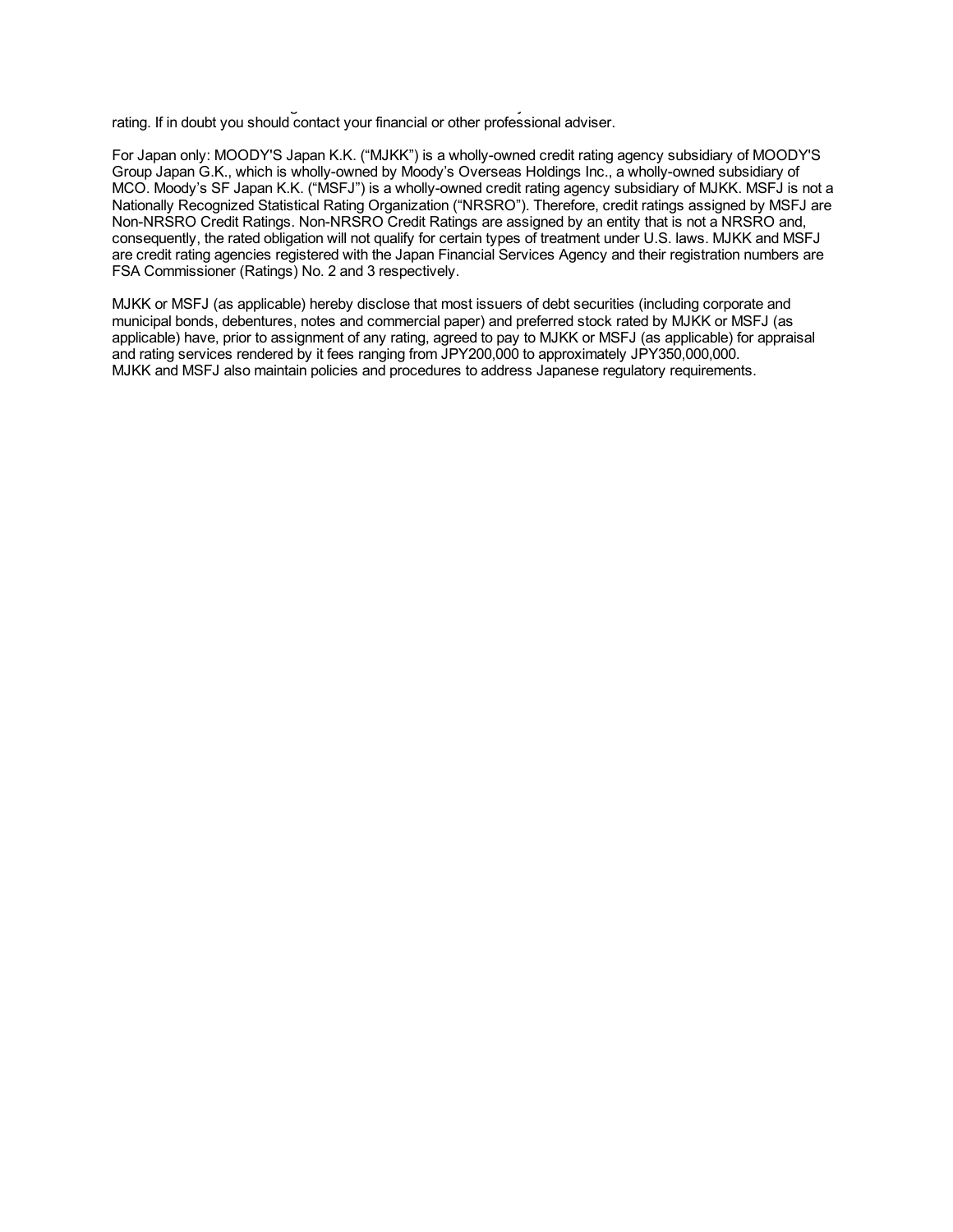rating. If in doubt you should contact your financial or other professional adviser.

For Japan only: MOODY'S Japan K.K. ("MJKK") is a wholly-owned credit rating agency subsidiary of MOODY'S Group Japan G.K., which is wholly-owned by Moody's Overseas Holdings Inc., a wholly-owned subsidiary of MCO. Moody's SF Japan K.K. ("MSFJ") is a wholly-owned credit rating agency subsidiary of MJKK. MSFJ is not a Nationally Recognized Statistical Rating Organization ("NRSRO"). Therefore, credit ratings assigned by MSFJ are Non-NRSRO Credit Ratings. Non-NRSRO Credit Ratings are assigned by an entity that is not a NRSRO and, consequently, the rated obligation will not qualify for certain types of treatment under U.S. laws. MJKK and MSFJ are credit rating agencies registered with the Japan Financial Services Agency and their registration numbers are FSA Commissioner (Ratings) No. 2 and 3 respectively.

MJKK or MSFJ (as applicable) hereby disclose that most issuers of debt securities (including corporate and municipal bonds, debentures, notes and commercial paper) and preferred stock rated by MJKK or MSFJ (as applicable) have, prior to assignment of any rating, agreed to pay to MJKK or MSFJ (as applicable) for appraisal and rating services rendered by it fees ranging from JPY200,000 to approximately JPY350,000,000.
MJKK and MSFJ also maintain policies and procedures to address Japanese regulatory requirements.